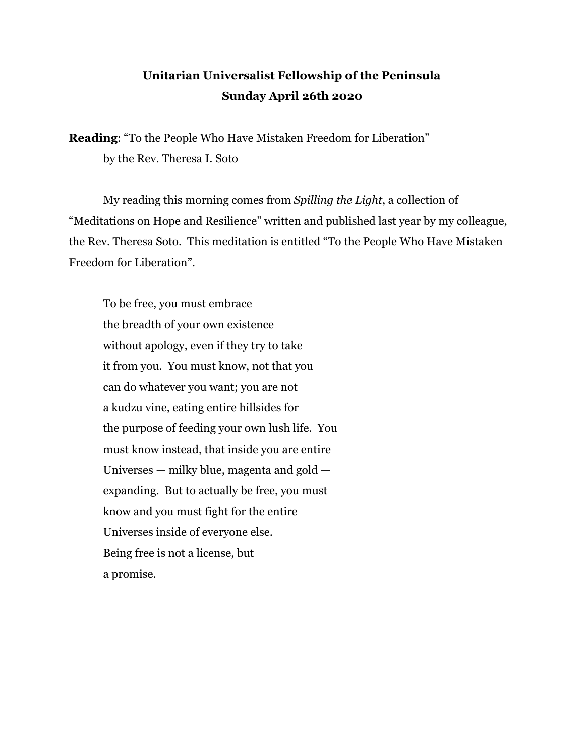**Unitarian Universalist Fellowship of the Peninsula**
**Sunday April 26th 2020**

**Reading**: "To the People Who Have Mistaken Freedom for Liberation"
by the Rev. Theresa I. Soto

My reading this morning comes from *Spilling the Light*, a collection of "Meditations on Hope and Resilience" written and published last year by my colleague, the Rev. Theresa Soto. This meditation is entitled "To the People Who Have Mistaken Freedom for Liberation".

To be free, you must embrace
the breadth of your own existence
without apology, even if they try to take
it from you. You must know, not that you
can do whatever you want; you are not
a kudzu vine, eating entire hillsides for
the purpose of feeding your own lush life. You
must know instead, that inside you are entire
Universes — milky blue, magenta and gold —
expanding. But to actually be free, you must
know and you must fight for the entire
Universes inside of everyone else.
Being free is not a license, but
a promise.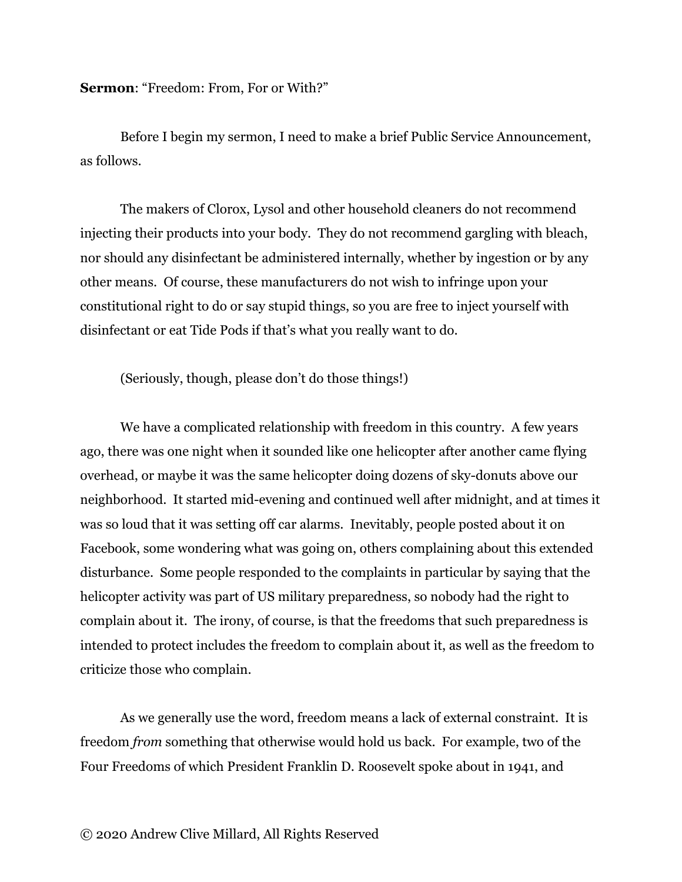**Sermon**: "Freedom: From, For or With?"

Before I begin my sermon, I need to make a brief Public Service Announcement, as follows.

The makers of Clorox, Lysol and other household cleaners do not recommend injecting their products into your body. They do not recommend gargling with bleach, nor should any disinfectant be administered internally, whether by ingestion or by any other means. Of course, these manufacturers do not wish to infringe upon your constitutional right to do or say stupid things, so you are free to inject yourself with disinfectant or eat Tide Pods if that's what you really want to do.

(Seriously, though, please don't do those things!)

We have a complicated relationship with freedom in this country. A few years ago, there was one night when it sounded like one helicopter after another came flying overhead, or maybe it was the same helicopter doing dozens of sky-donuts above our neighborhood. It started mid-evening and continued well after midnight, and at times it was so loud that it was setting off car alarms. Inevitably, people posted about it on Facebook, some wondering what was going on, others complaining about this extended disturbance. Some people responded to the complaints in particular by saying that the helicopter activity was part of US military preparedness, so nobody had the right to complain about it. The irony, of course, is that the freedoms that such preparedness is intended to protect includes the freedom to complain about it, as well as the freedom to criticize those who complain.

As we generally use the word, freedom means a lack of external constraint. It is freedom *from* something that otherwise would hold us back. For example, two of the Four Freedoms of which President Franklin D. Roosevelt spoke about in 1941, and

© 2020 Andrew Clive Millard, All Rights Reserved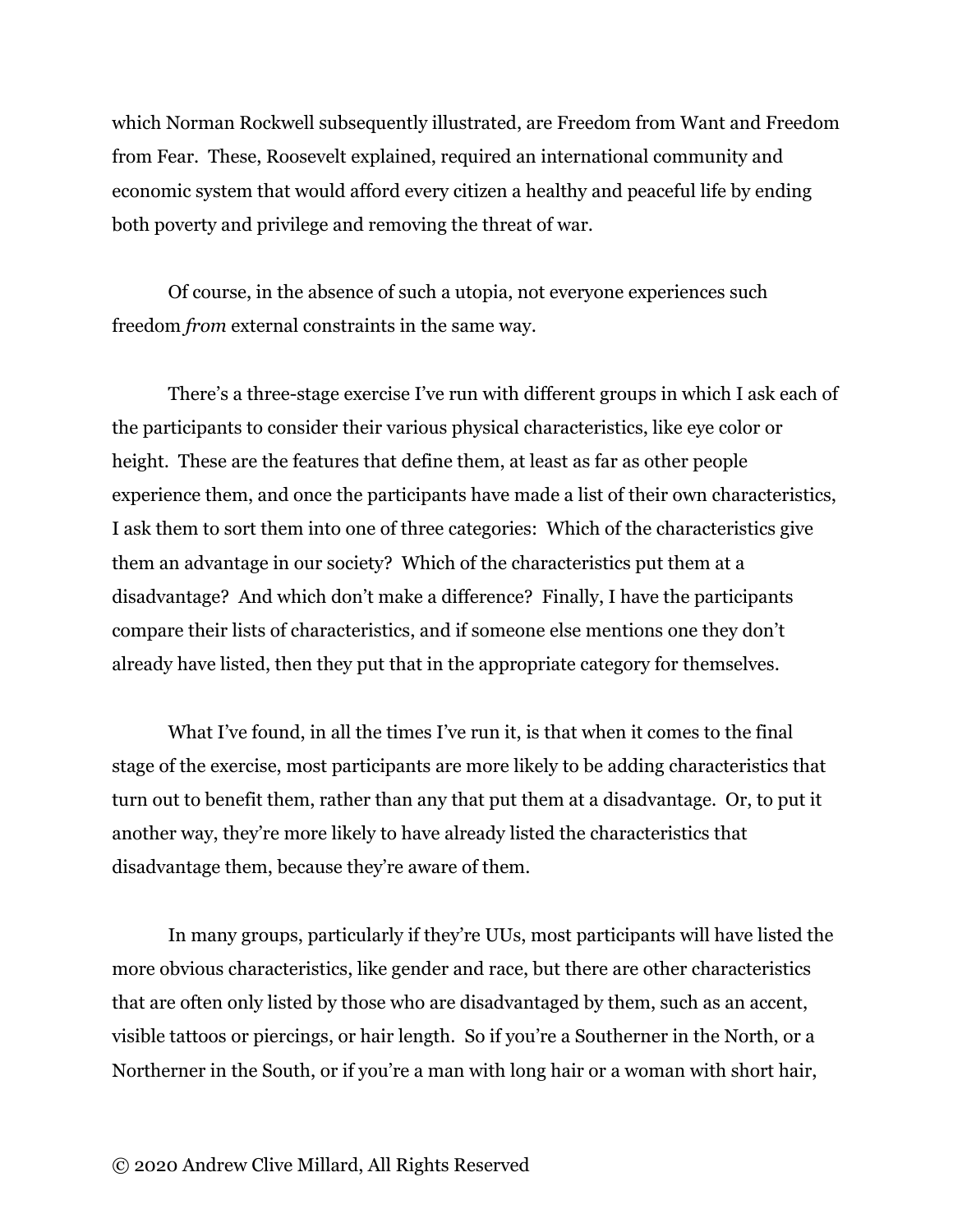which Norman Rockwell subsequently illustrated, are Freedom from Want and Freedom from Fear. These, Roosevelt explained, required an international community and economic system that would afford every citizen a healthy and peaceful life by ending both poverty and privilege and removing the threat of war.

Of course, in the absence of such a utopia, not everyone experiences such freedom *from* external constraints in the same way.

There's a three-stage exercise I've run with different groups in which I ask each of the participants to consider their various physical characteristics, like eye color or height. These are the features that define them, at least as far as other people experience them, and once the participants have made a list of their own characteristics, I ask them to sort them into one of three categories: Which of the characteristics give them an advantage in our society? Which of the characteristics put them at a disadvantage? And which don't make a difference? Finally, I have the participants compare their lists of characteristics, and if someone else mentions one they don't already have listed, then they put that in the appropriate category for themselves.

What I've found, in all the times I've run it, is that when it comes to the final stage of the exercise, most participants are more likely to be adding characteristics that turn out to benefit them, rather than any that put them at a disadvantage. Or, to put it another way, they're more likely to have already listed the characteristics that disadvantage them, because they're aware of them.

In many groups, particularly if they're UUs, most participants will have listed the more obvious characteristics, like gender and race, but there are other characteristics that are often only listed by those who are disadvantaged by them, such as an accent, visible tattoos or piercings, or hair length. So if you're a Southerner in the North, or a Northerner in the South, or if you're a man with long hair or a woman with short hair,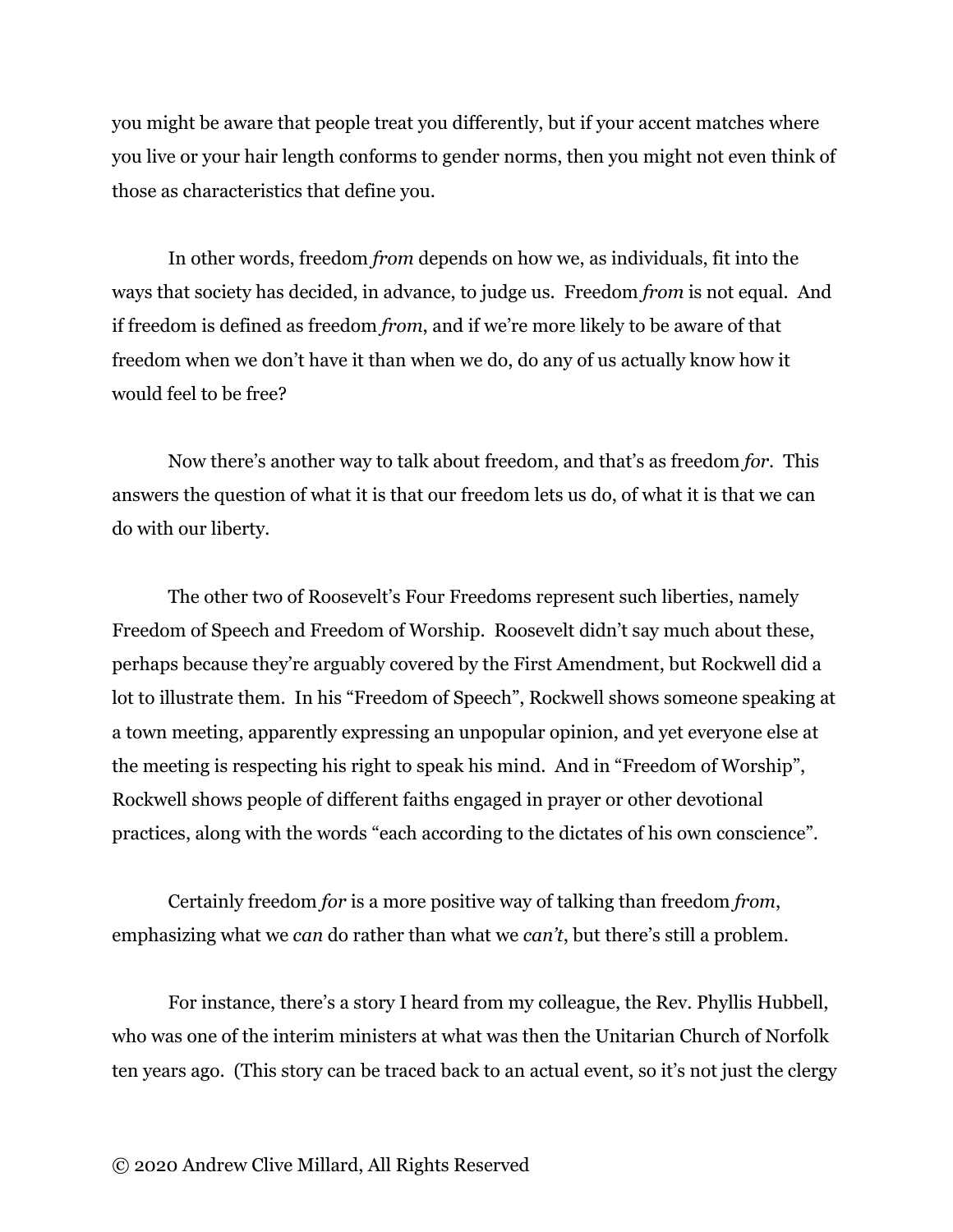you might be aware that people treat you differently, but if your accent matches where you live or your hair length conforms to gender norms, then you might not even think of those as characteristics that define you.

In other words, freedom *from* depends on how we, as individuals, fit into the ways that society has decided, in advance, to judge us. Freedom *from* is not equal. And if freedom is defined as freedom *from*, and if we're more likely to be aware of that freedom when we don't have it than when we do, do any of us actually know how it would feel to be free?

Now there's another way to talk about freedom, and that's as freedom *for*. This answers the question of what it is that our freedom lets us do, of what it is that we can do with our liberty.

The other two of Roosevelt's Four Freedoms represent such liberties, namely Freedom of Speech and Freedom of Worship. Roosevelt didn't say much about these, perhaps because they're arguably covered by the First Amendment, but Rockwell did a lot to illustrate them. In his "Freedom of Speech", Rockwell shows someone speaking at a town meeting, apparently expressing an unpopular opinion, and yet everyone else at the meeting is respecting his right to speak his mind. And in "Freedom of Worship", Rockwell shows people of different faiths engaged in prayer or other devotional practices, along with the words "each according to the dictates of his own conscience".

Certainly freedom *for* is a more positive way of talking than freedom *from*, emphasizing what we *can* do rather than what we *can't*, but there's still a problem.

For instance, there's a story I heard from my colleague, the Rev. Phyllis Hubbell, who was one of the interim ministers at what was then the Unitarian Church of Norfolk ten years ago. (This story can be traced back to an actual event, so it's not just the clergy

© 2020 Andrew Clive Millard, All Rights Reserved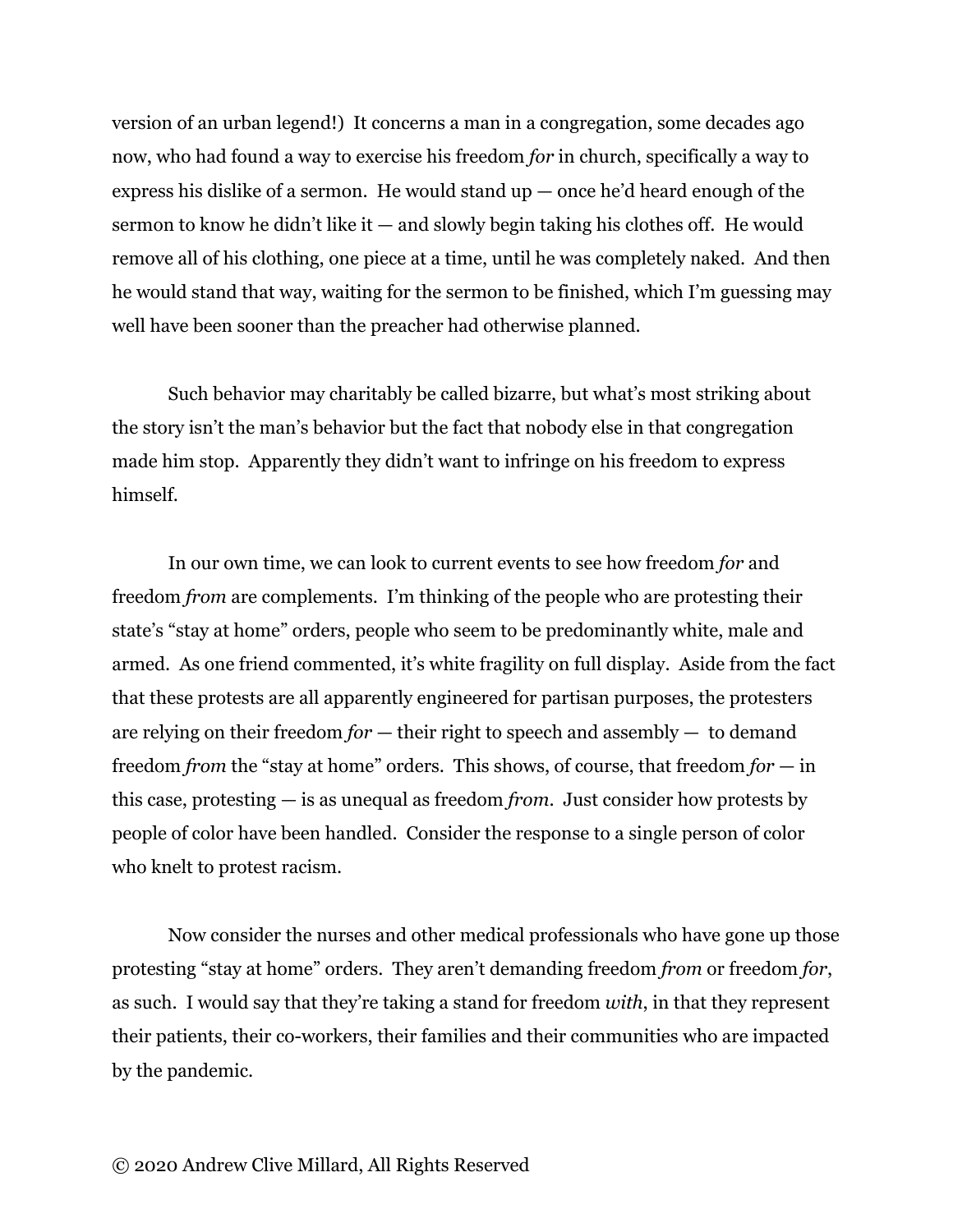version of an urban legend!) It concerns a man in a congregation, some decades ago now, who had found a way to exercise his freedom *for* in church, specifically a way to express his dislike of a sermon. He would stand up — once he'd heard enough of the sermon to know he didn't like it — and slowly begin taking his clothes off. He would remove all of his clothing, one piece at a time, until he was completely naked. And then he would stand that way, waiting for the sermon to be finished, which I'm guessing may well have been sooner than the preacher had otherwise planned.

Such behavior may charitably be called bizarre, but what's most striking about the story isn't the man's behavior but the fact that nobody else in that congregation made him stop. Apparently they didn't want to infringe on his freedom to express himself.

In our own time, we can look to current events to see how freedom *for* and freedom *from* are complements. I'm thinking of the people who are protesting their state's "stay at home" orders, people who seem to be predominantly white, male and armed. As one friend commented, it's white fragility on full display. Aside from the fact that these protests are all apparently engineered for partisan purposes, the protesters are relying on their freedom *for* — their right to speech and assembly — to demand freedom *from* the "stay at home" orders. This shows, of course, that freedom *for* — in this case, protesting — is as unequal as freedom *from*. Just consider how protests by people of color have been handled. Consider the response to a single person of color who knelt to protest racism.

Now consider the nurses and other medical professionals who have gone up those protesting "stay at home" orders. They aren't demanding freedom *from* or freedom *for*, as such. I would say that they're taking a stand for freedom *with*, in that they represent their patients, their co-workers, their families and their communities who are impacted by the pandemic.

© 2020 Andrew Clive Millard, All Rights Reserved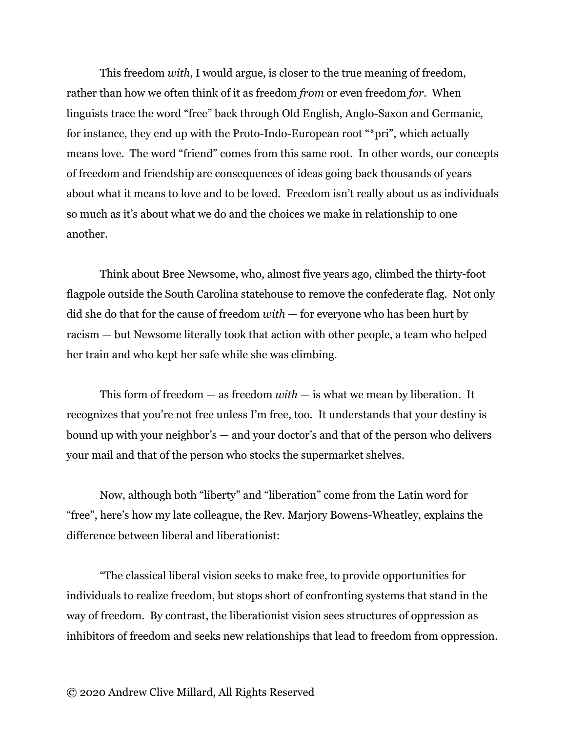This freedom *with*, I would argue, is closer to the true meaning of freedom, rather than how we often think of it as freedom *from* or even freedom *for*. When linguists trace the word "free" back through Old English, Anglo-Saxon and Germanic, for instance, they end up with the Proto-Indo-European root "*pri", which actually means love. The word "friend" comes from this same root. In other words, our concepts of freedom and friendship are consequences of ideas going back thousands of years about what it means to love and to be loved. Freedom isn't really about us as individuals so much as it's about what we do and the choices we make in relationship to one another.

Think about Bree Newsome, who, almost five years ago, climbed the thirty-foot flagpole outside the South Carolina statehouse to remove the confederate flag. Not only did she do that for the cause of freedom *with* — for everyone who has been hurt by racism — but Newsome literally took that action with other people, a team who helped her train and who kept her safe while she was climbing.

This form of freedom — as freedom *with* — is what we mean by liberation. It recognizes that you're not free unless I'm free, too. It understands that your destiny is bound up with your neighbor's — and your doctor's and that of the person who delivers your mail and that of the person who stocks the supermarket shelves.

Now, although both "liberty" and "liberation" come from the Latin word for "free", here's how my late colleague, the Rev. Marjory Bowens-Wheatley, explains the difference between liberal and liberationist:

"The classical liberal vision seeks to make free, to provide opportunities for individuals to realize freedom, but stops short of confronting systems that stand in the way of freedom. By contrast, the liberationist vision sees structures of oppression as inhibitors of freedom and seeks new relationships that lead to freedom from oppression.

© 2020 Andrew Clive Millard, All Rights Reserved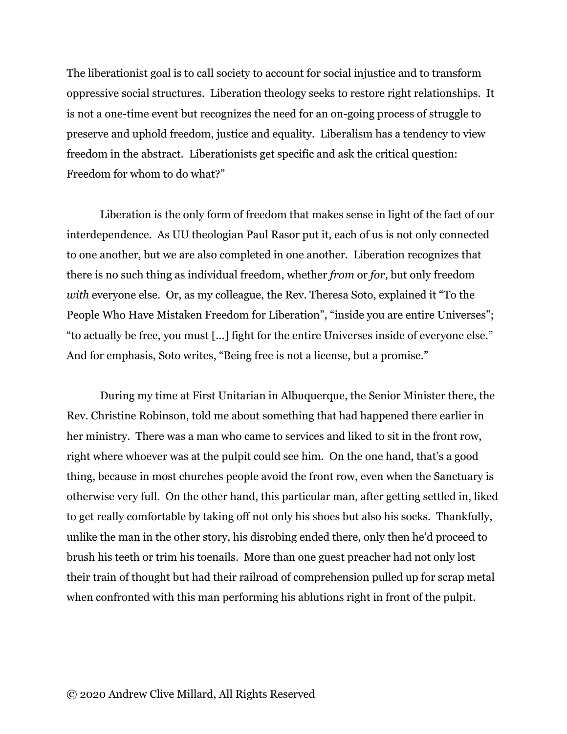The liberationist goal is to call society to account for social injustice and to transform oppressive social structures.  Liberation theology seeks to restore right relationships.  It is not a one-time event but recognizes the need for an on-going process of struggle to preserve and uphold freedom, justice and equality.  Liberalism has a tendency to view freedom in the abstract.  Liberationists get specific and ask the critical question: Freedom for whom to do what?"

Liberation is the only form of freedom that makes sense in light of the fact of our interdependence.  As UU theologian Paul Rasor put it, each of us is not only connected to one another, but we are also completed in one another.  Liberation recognizes that there is no such thing as individual freedom, whether *from* or *for*, but only freedom *with* everyone else.  Or, as my colleague, the Rev. Theresa Soto, explained it "To the People Who Have Mistaken Freedom for Liberation", "inside you are entire Universes"; "to actually be free, you must [...] fight for the entire Universes inside of everyone else." And for emphasis, Soto writes, "Being free is not a license, but a promise."

During my time at First Unitarian in Albuquerque, the Senior Minister there, the Rev. Christine Robinson, told me about something that had happened there earlier in her ministry.  There was a man who came to services and liked to sit in the front row, right where whoever was at the pulpit could see him.  On the one hand, that's a good thing, because in most churches people avoid the front row, even when the Sanctuary is otherwise very full.  On the other hand, this particular man, after getting settled in, liked to get really comfortable by taking off not only his shoes but also his socks.  Thankfully, unlike the man in the other story, his disrobing ended there, only then he'd proceed to brush his teeth or trim his toenails.  More than one guest preacher had not only lost their train of thought but had their railroad of comprehension pulled up for scrap metal when confronted with this man performing his ablutions right in front of the pulpit.

© 2020 Andrew Clive Millard, All Rights Reserved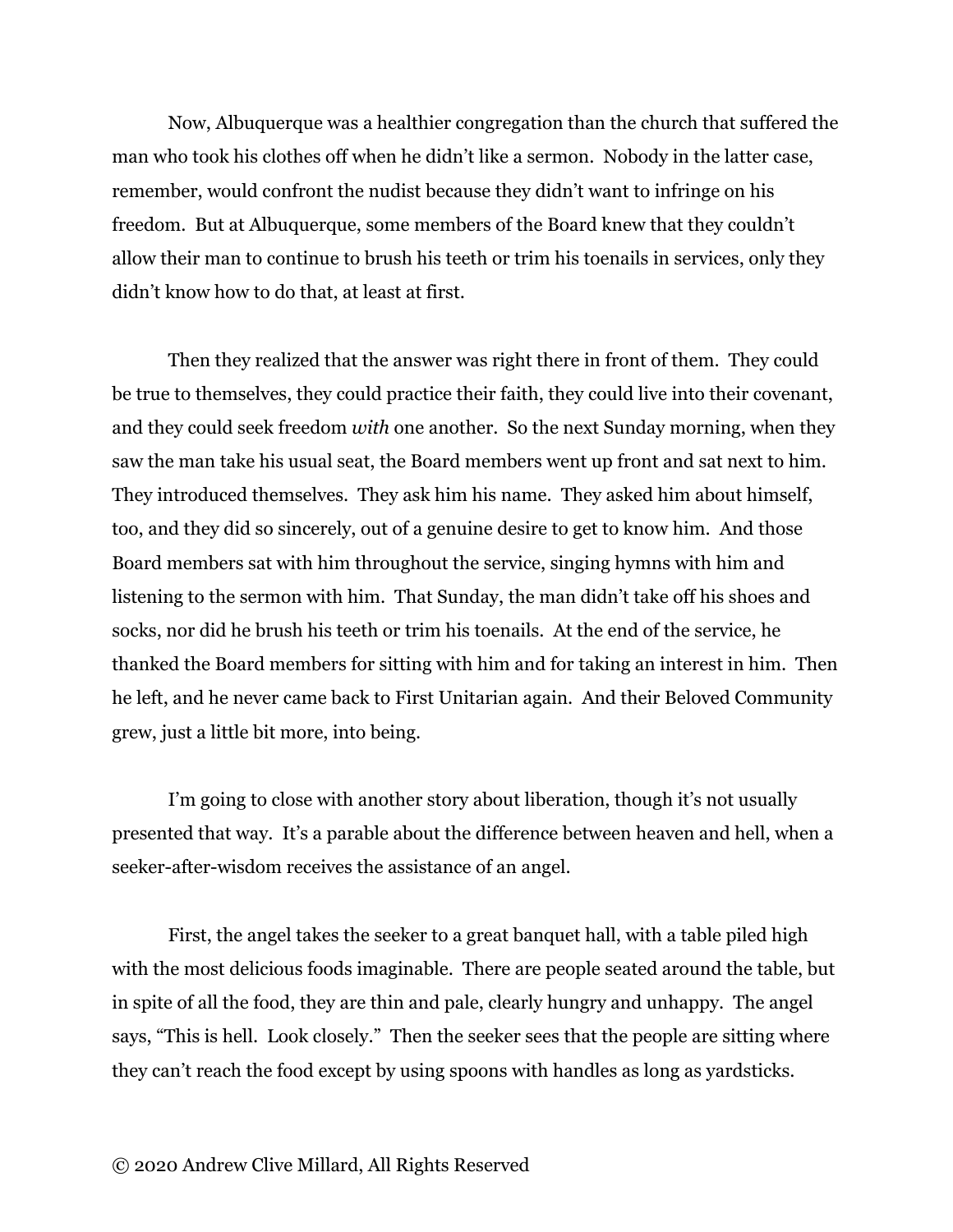Now, Albuquerque was a healthier congregation than the church that suffered the man who took his clothes off when he didn't like a sermon. Nobody in the latter case, remember, would confront the nudist because they didn't want to infringe on his freedom. But at Albuquerque, some members of the Board knew that they couldn't allow their man to continue to brush his teeth or trim his toenails in services, only they didn't know how to do that, at least at first.

Then they realized that the answer was right there in front of them. They could be true to themselves, they could practice their faith, they could live into their covenant, and they could seek freedom *with* one another. So the next Sunday morning, when they saw the man take his usual seat, the Board members went up front and sat next to him. They introduced themselves. They ask him his name. They asked him about himself, too, and they did so sincerely, out of a genuine desire to get to know him. And those Board members sat with him throughout the service, singing hymns with him and listening to the sermon with him. That Sunday, the man didn't take off his shoes and socks, nor did he brush his teeth or trim his toenails. At the end of the service, he thanked the Board members for sitting with him and for taking an interest in him. Then he left, and he never came back to First Unitarian again. And their Beloved Community grew, just a little bit more, into being.

I'm going to close with another story about liberation, though it's not usually presented that way. It's a parable about the difference between heaven and hell, when a seeker-after-wisdom receives the assistance of an angel.

First, the angel takes the seeker to a great banquet hall, with a table piled high with the most delicious foods imaginable. There are people seated around the table, but in spite of all the food, they are thin and pale, clearly hungry and unhappy. The angel says, "This is hell. Look closely." Then the seeker sees that the people are sitting where they can't reach the food except by using spoons with handles as long as yardsticks.

© 2020 Andrew Clive Millard, All Rights Reserved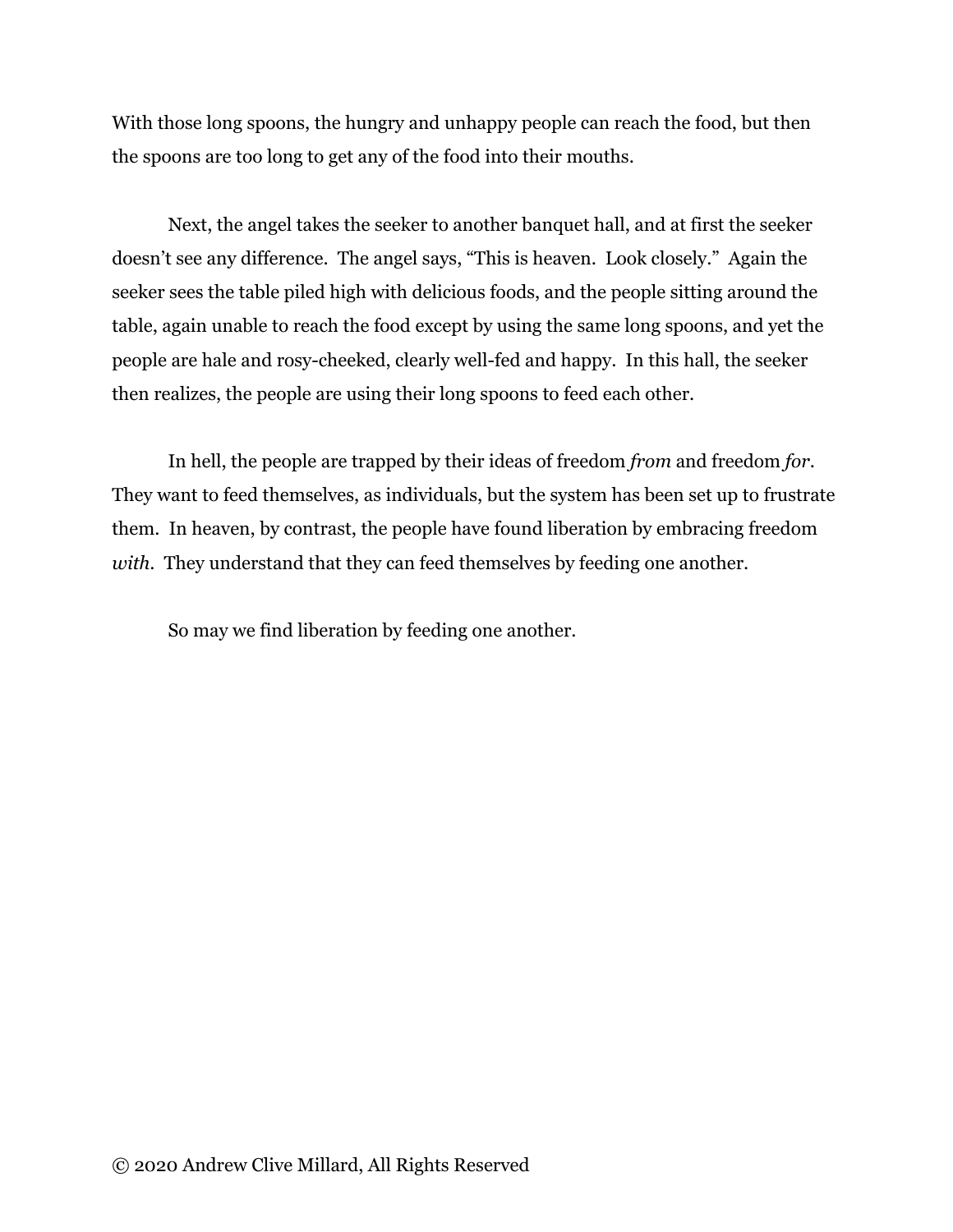With those long spoons, the hungry and unhappy people can reach the food, but then the spoons are too long to get any of the food into their mouths.

Next, the angel takes the seeker to another banquet hall, and at first the seeker doesn't see any difference. The angel says, "This is heaven. Look closely." Again the seeker sees the table piled high with delicious foods, and the people sitting around the table, again unable to reach the food except by using the same long spoons, and yet the people are hale and rosy-cheeked, clearly well-fed and happy. In this hall, the seeker then realizes, the people are using their long spoons to feed each other.

In hell, the people are trapped by their ideas of freedom *from* and freedom *for*. They want to feed themselves, as individuals, but the system has been set up to frustrate them. In heaven, by contrast, the people have found liberation by embracing freedom *with*. They understand that they can feed themselves by feeding one another.

So may we find liberation by feeding one another.

© 2020 Andrew Clive Millard, All Rights Reserved